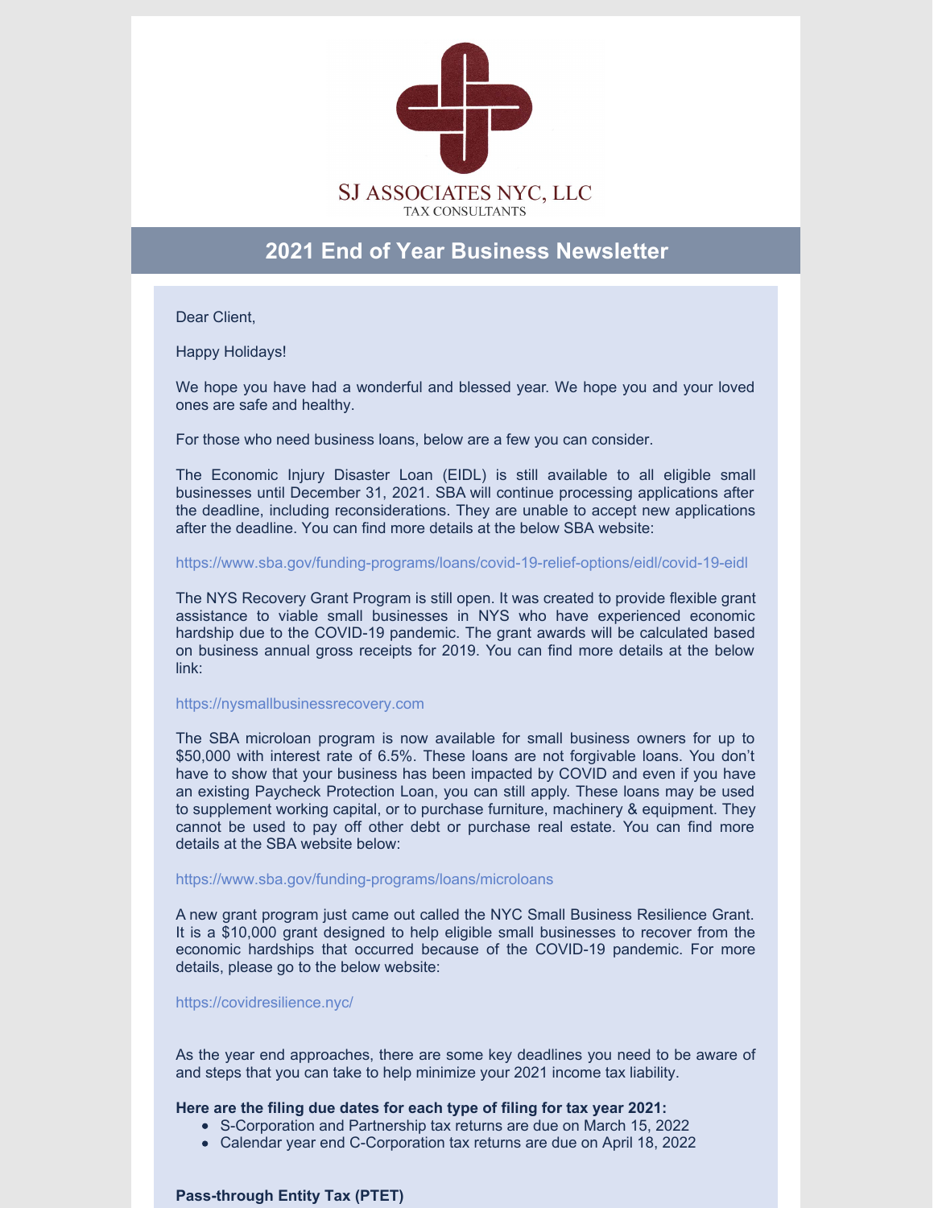SJ ASSOCIATES NYC, LLC
TAX CONSULTANTS

# 2021 End of Year Business Newsletter

Dear Client,

Happy Holidays!

We hope you have had a wonderful and blessed year. We hope you and your loved ones are safe and healthy.

For those who need business loans, below are a few you can consider.

The Economic Injury Disaster Loan (EIDL) is still available to all eligible small businesses until December 31, 2021. SBA will continue processing applications after the deadline, including reconsiderations. They are unable to accept new applications after the deadline. You can find more details at the below SBA website:

https://www.sba.gov/funding-programs/loans/covid-19-relief-options/eidl/covid-19-eidl

The NYS Recovery Grant Program is still open. It was created to provide flexible grant assistance to viable small businesses in NYS who have experienced economic hardship due to the COVID-19 pandemic. The grant awards will be calculated based on business annual gross receipts for 2019. You can find more details at the below link:

https://nysmallbusinessrecovery.com

The SBA microloan program is now available for small business owners for up to $50,000 with interest rate of 6.5%. These loans are not forgivable loans. You don't have to show that your business has been impacted by COVID and even if you have an existing Paycheck Protection Loan, you can still apply. These loans may be used to supplement working capital, or to purchase furniture, machinery & equipment. They cannot be used to pay off other debt or purchase real estate. You can find more details at the SBA website below:

https://www.sba.gov/funding-programs/loans/microloans

A new grant program just came out called the NYC Small Business Resilience Grant. It is a $10,000 grant designed to help eligible small businesses to recover from the economic hardships that occurred because of the COVID-19 pandemic. For more details, please go to the below website:

https://covidresilience.nyc/

As the year end approaches, there are some key deadlines you need to be aware of and steps that you can take to help minimize your 2021 income tax liability.

**Here are the filing due dates for each type of filing for tax year 2021:**

- S-Corporation and Partnership tax returns are due on March 15, 2022
- Calendar year end C-Corporation tax returns are due on April 18, 2022

**Pass-through Entity Tax (PTET)**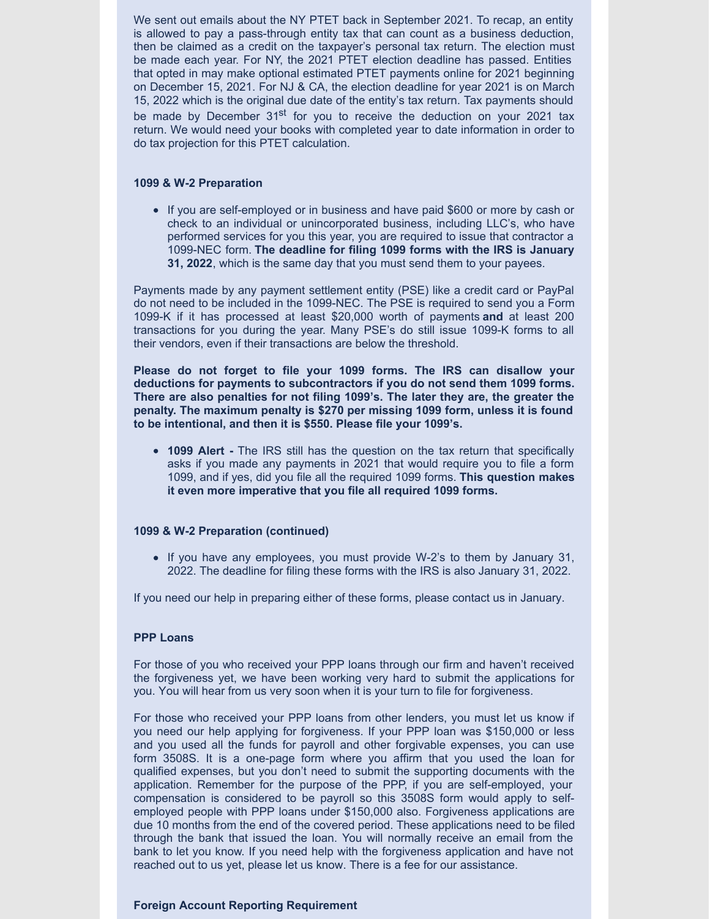We sent out emails about the NY PTET back in September 2021. To recap, an entity is allowed to pay a pass-through entity tax that can count as a business deduction, then be claimed as a credit on the taxpayer's personal tax return. The election must be made each year. For NY, the 2021 PTET election deadline has passed. Entities that opted in may make optional estimated PTET payments online for 2021 beginning on December 15, 2021. For NJ & CA, the election deadline for year 2021 is on March 15, 2022 which is the original due date of the entity's tax return. Tax payments should be made by December 31st for you to receive the deduction on your 2021 tax return. We would need your books with completed year to date information in order to do tax projection for this PTET calculation.

**1099 & W-2 Preparation**

- If you are self-employed or in business and have paid $600 or more by cash or check to an individual or unincorporated business, including LLC's, who have performed services for you this year, you are required to issue that contractor a 1099-NEC form. **The deadline for filing 1099 forms with the IRS is January 31, 2022**, which is the same day that you must send them to your payees.

Payments made by any payment settlement entity (PSE) like a credit card or PayPal do not need to be included in the 1099-NEC. The PSE is required to send you a Form 1099-K if it has processed at least $20,000 worth of payments **and** at least 200 transactions for you during the year. Many PSE's do still issue 1099-K forms to all their vendors, even if their transactions are below the threshold.

**Please do not forget to file your 1099 forms. The IRS can disallow your deductions for payments to subcontractors if you do not send them 1099 forms. There are also penalties for not filing 1099's. The later they are, the greater the penalty. The maximum penalty is $270 per missing 1099 form, unless it is found to be intentional, and then it is $550. Please file your 1099's.**

- **1099 Alert -** The IRS still has the question on the tax return that specifically asks if you made any payments in 2021 that would require you to file a form 1099, and if yes, did you file all the required 1099 forms. **This question makes it even more imperative that you file all required 1099 forms.**

**1099 & W-2 Preparation (continued)**

- If you have any employees, you must provide W-2's to them by January 31, 2022. The deadline for filing these forms with the IRS is also January 31, 2022.

If you need our help in preparing either of these forms, please contact us in January.

**PPP Loans**

For those of you who received your PPP loans through our firm and haven't received the forgiveness yet, we have been working very hard to submit the applications for you. You will hear from us very soon when it is your turn to file for forgiveness.

For those who received your PPP loans from other lenders, you must let us know if you need our help applying for forgiveness. If your PPP loan was $150,000 or less and you used all the funds for payroll and other forgivable expenses, you can use form 3508S. It is a one-page form where you affirm that you used the loan for qualified expenses, but you don't need to submit the supporting documents with the application. Remember for the purpose of the PPP, if you are self-employed, your compensation is considered to be payroll so this 3508S form would apply to self-employed people with PPP loans under $150,000 also. Forgiveness applications are due 10 months from the end of the covered period. These applications need to be filed through the bank that issued the loan. You will normally receive an email from the bank to let you know. If you need help with the forgiveness application and have not reached out to us yet, please let us know. There is a fee for our assistance.

**Foreign Account Reporting Requirement**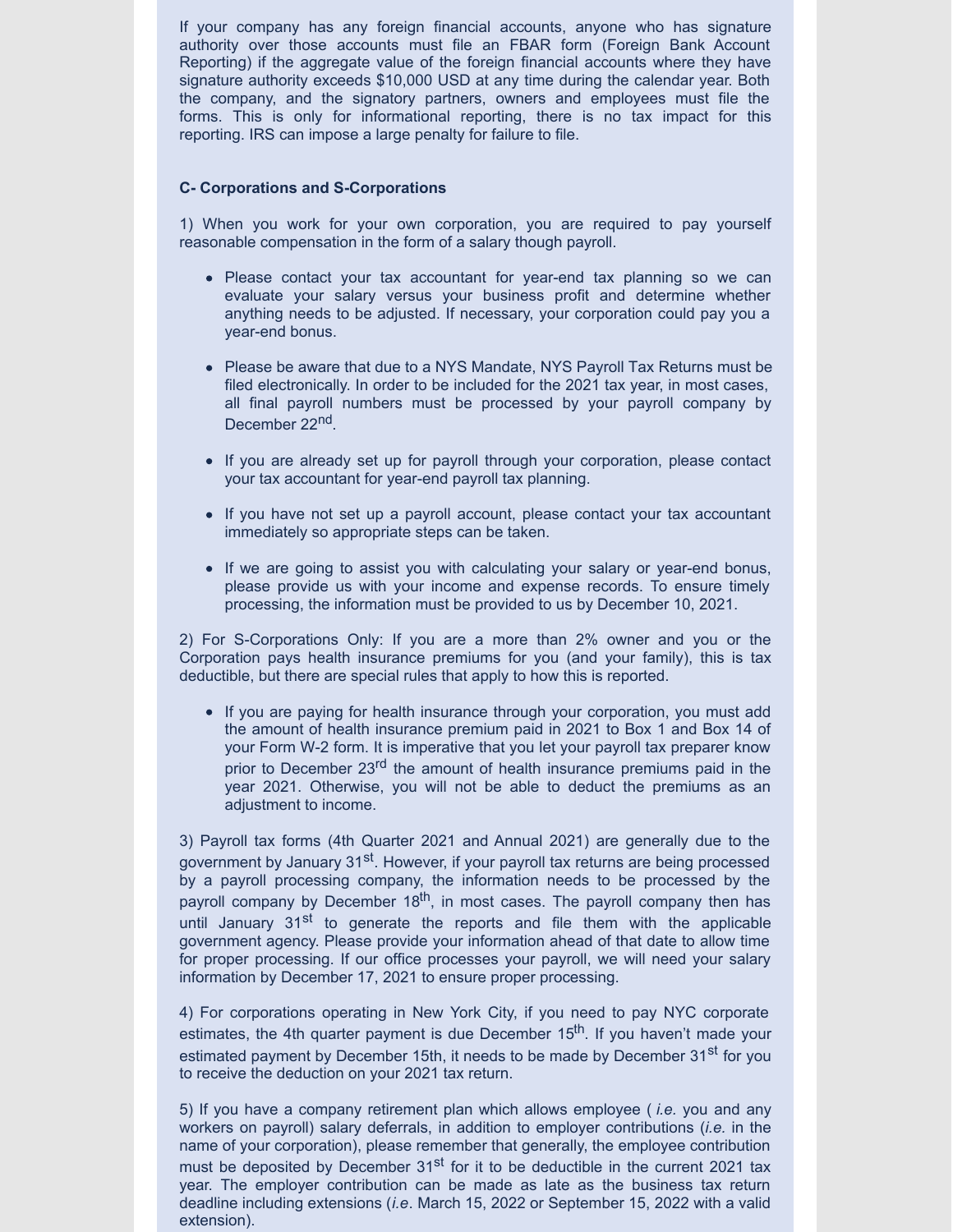If your company has any foreign financial accounts, anyone who has signature authority over those accounts must file an FBAR form (Foreign Bank Account Reporting) if the aggregate value of the foreign financial accounts where they have signature authority exceeds $10,000 USD at any time during the calendar year. Both the company, and the signatory partners, owners and employees must file the forms. This is only for informational reporting, there is no tax impact for this reporting. IRS can impose a large penalty for failure to file.

**C- Corporations and S-Corporations**

1) When you work for your own corporation, you are required to pay yourself reasonable compensation in the form of a salary though payroll.

- Please contact your tax accountant for year-end tax planning so we can evaluate your salary versus your business profit and determine whether anything needs to be adjusted. If necessary, your corporation could pay you a year-end bonus.
- Please be aware that due to a NYS Mandate, NYS Payroll Tax Returns must be filed electronically. In order to be included for the 2021 tax year, in most cases, all final payroll numbers must be processed by your payroll company by December 22nd.
- If you are already set up for payroll through your corporation, please contact your tax accountant for year-end payroll tax planning.
- If you have not set up a payroll account, please contact your tax accountant immediately so appropriate steps can be taken.
- If we are going to assist you with calculating your salary or year-end bonus, please provide us with your income and expense records. To ensure timely processing, the information must be provided to us by December 10, 2021.

2) For S-Corporations Only: If you are a more than 2% owner and you or the Corporation pays health insurance premiums for you (and your family), this is tax deductible, but there are special rules that apply to how this is reported.

- If you are paying for health insurance through your corporation, you must add the amount of health insurance premium paid in 2021 to Box 1 and Box 14 of your Form W-2 form. It is imperative that you let your payroll tax preparer know prior to December 23rd the amount of health insurance premiums paid in the year 2021. Otherwise, you will not be able to deduct the premiums as an adjustment to income.

3) Payroll tax forms (4th Quarter 2021 and Annual 2021) are generally due to the government by January 31st. However, if your payroll tax returns are being processed by a payroll processing company, the information needs to be processed by the payroll company by December 18th, in most cases. The payroll company then has until January 31st to generate the reports and file them with the applicable government agency. Please provide your information ahead of that date to allow time for proper processing. If our office processes your payroll, we will need your salary information by December 17, 2021 to ensure proper processing.

4) For corporations operating in New York City, if you need to pay NYC corporate estimates, the 4th quarter payment is due December 15th. If you haven't made your estimated payment by December 15th, it needs to be made by December 31st for you to receive the deduction on your 2021 tax return.

5) If you have a company retirement plan which allows employee ( *i.e.* you and any workers on payroll) salary deferrals, in addition to employer contributions (*i.e.* in the name of your corporation), please remember that generally, the employee contribution must be deposited by December 31st for it to be deductible in the current 2021 tax year. The employer contribution can be made as late as the business tax return deadline including extensions (*i.e*. March 15, 2022 or September 15, 2022 with a valid extension).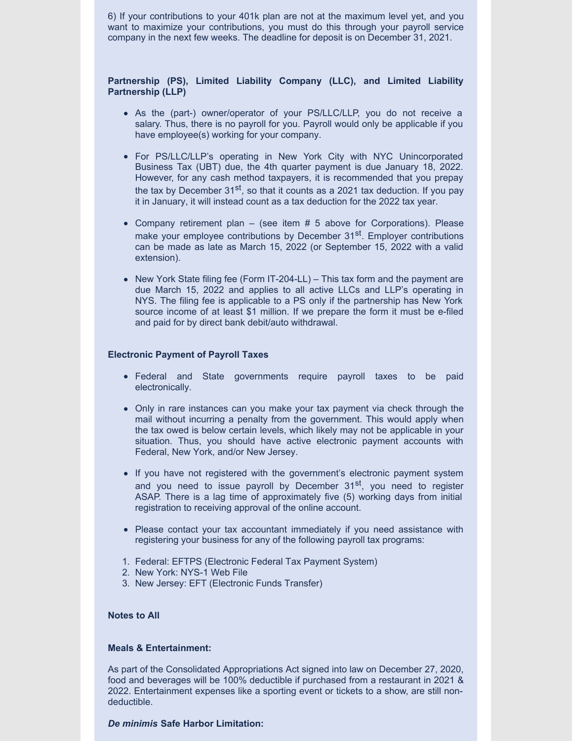6) If your contributions to your 401k plan are not at the maximum level yet, and you want to maximize your contributions, you must do this through your payroll service company in the next few weeks. The deadline for deposit is on December 31, 2021.

**Partnership (PS), Limited Liability Company (LLC), and Limited Liability Partnership (LLP)**

- As the (part-) owner/operator of your PS/LLC/LLP, you do not receive a salary. Thus, there is no payroll for you. Payroll would only be applicable if you have employee(s) working for your company.
- For PS/LLC/LLP's operating in New York City with NYC Unincorporated Business Tax (UBT) due, the 4th quarter payment is due January 18, 2022. However, for any cash method taxpayers, it is recommended that you prepay the tax by December 31st, so that it counts as a 2021 tax deduction. If you pay it in January, it will instead count as a tax deduction for the 2022 tax year.
- Company retirement plan – (see item # 5 above for Corporations). Please make your employee contributions by December 31st. Employer contributions can be made as late as March 15, 2022 (or September 15, 2022 with a valid extension).
- New York State filing fee (Form IT-204-LL) – This tax form and the payment are due March 15, 2022 and applies to all active LLCs and LLP's operating in NYS. The filing fee is applicable to a PS only if the partnership has New York source income of at least $1 million. If we prepare the form it must be e-filed and paid for by direct bank debit/auto withdrawal.

**Electronic Payment of Payroll Taxes**

- Federal and State governments require payroll taxes to be paid electronically.
- Only in rare instances can you make your tax payment via check through the mail without incurring a penalty from the government. This would apply when the tax owed is below certain levels, which likely may not be applicable in your situation. Thus, you should have active electronic payment accounts with Federal, New York, and/or New Jersey.
- If you have not registered with the government's electronic payment system and you need to issue payroll by December 31st, you need to register ASAP. There is a lag time of approximately five (5) working days from initial registration to receiving approval of the online account.
- Please contact your tax accountant immediately if you need assistance with registering your business for any of the following payroll tax programs:

1. Federal: EFTPS (Electronic Federal Tax Payment System)
2. New York: NYS-1 Web File
3. New Jersey: EFT (Electronic Funds Transfer)

**Notes to All**

**Meals & Entertainment:**

As part of the Consolidated Appropriations Act signed into law on December 27, 2020, food and beverages will be 100% deductible if purchased from a restaurant in 2021 & 2022. Entertainment expenses like a sporting event or tickets to a show, are still non-deductible.

***De minimis* Safe Harbor Limitation:**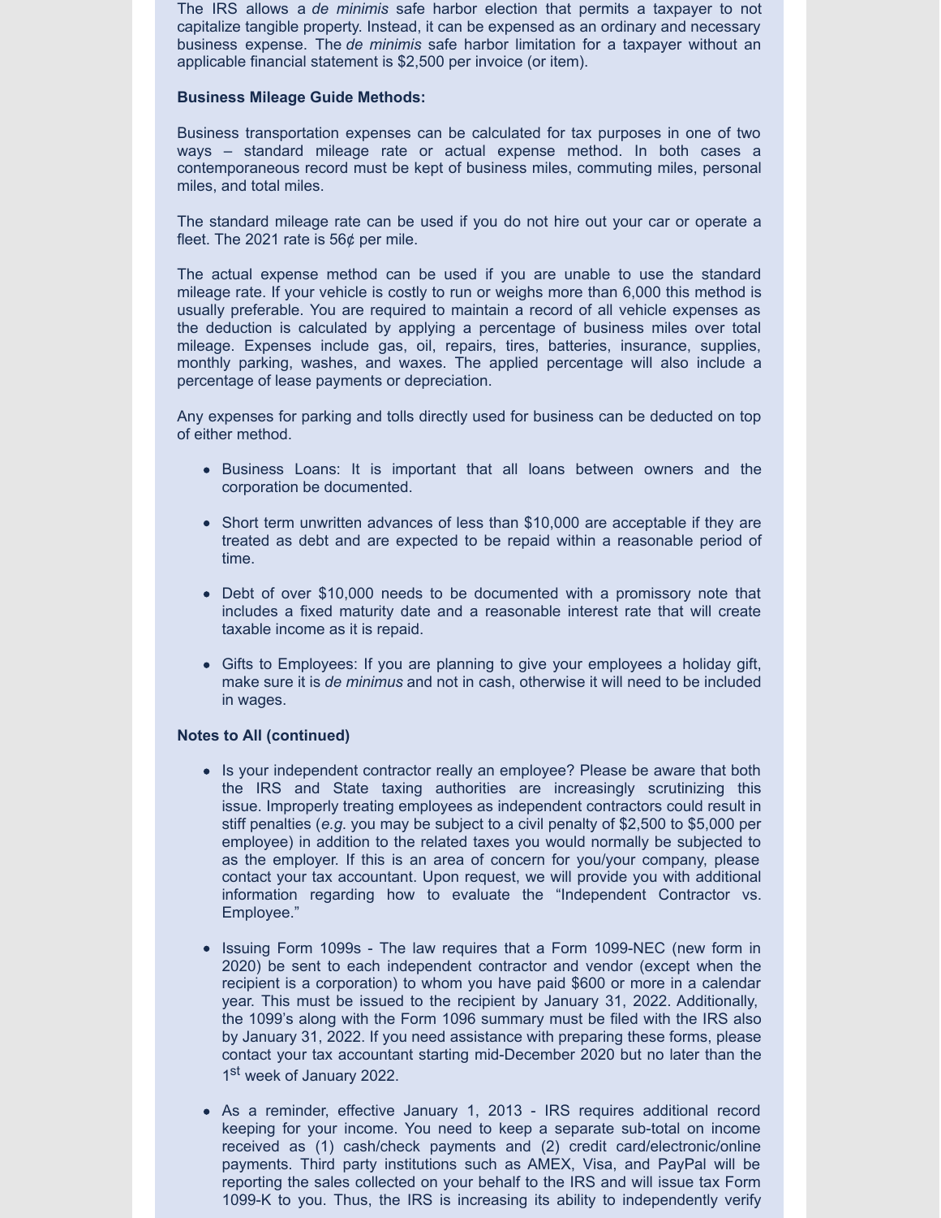The IRS allows a *de minimis* safe harbor election that permits a taxpayer to not capitalize tangible property. Instead, it can be expensed as an ordinary and necessary business expense. The *de minimis* safe harbor limitation for a taxpayer without an applicable financial statement is $2,500 per invoice (or item).

**Business Mileage Guide Methods:**

Business transportation expenses can be calculated for tax purposes in one of two ways – standard mileage rate or actual expense method. In both cases a contemporaneous record must be kept of business miles, commuting miles, personal miles, and total miles.

The standard mileage rate can be used if you do not hire out your car or operate a fleet. The 2021 rate is 56¢ per mile.

The actual expense method can be used if you are unable to use the standard mileage rate. If your vehicle is costly to run or weighs more than 6,000 this method is usually preferable. You are required to maintain a record of all vehicle expenses as the deduction is calculated by applying a percentage of business miles over total mileage. Expenses include gas, oil, repairs, tires, batteries, insurance, supplies, monthly parking, washes, and waxes. The applied percentage will also include a percentage of lease payments or depreciation.

Any expenses for parking and tolls directly used for business can be deducted on top of either method.

- Business Loans: It is important that all loans between owners and the corporation be documented.
- Short term unwritten advances of less than $10,000 are acceptable if they are treated as debt and are expected to be repaid within a reasonable period of time.
- Debt of over $10,000 needs to be documented with a promissory note that includes a fixed maturity date and a reasonable interest rate that will create taxable income as it is repaid.
- Gifts to Employees: If you are planning to give your employees a holiday gift, make sure it is *de minimus* and not in cash, otherwise it will need to be included in wages.

**Notes to All (continued)**

- Is your independent contractor really an employee? Please be aware that both the IRS and State taxing authorities are increasingly scrutinizing this issue. Improperly treating employees as independent contractors could result in stiff penalties (*e.g.* you may be subject to a civil penalty of $2,500 to $5,000 per employee) in addition to the related taxes you would normally be subjected to as the employer. If this is an area of concern for you/your company, please contact your tax accountant. Upon request, we will provide you with additional information regarding how to evaluate the "Independent Contractor vs. Employee."
- Issuing Form 1099s - The law requires that a Form 1099-NEC (new form in 2020) be sent to each independent contractor and vendor (except when the recipient is a corporation) to whom you have paid $600 or more in a calendar year. This must be issued to the recipient by January 31, 2022. Additionally, the 1099's along with the Form 1096 summary must be filed with the IRS also by January 31, 2022. If you need assistance with preparing these forms, please contact your tax accountant starting mid-December 2020 but no later than the 1st week of January 2022.
- As a reminder, effective January 1, 2013 - IRS requires additional record keeping for your income. You need to keep a separate sub-total on income received as (1) cash/check payments and (2) credit card/electronic/online payments. Third party institutions such as AMEX, Visa, and PayPal will be reporting the sales collected on your behalf to the IRS and will issue tax Form 1099-K to you. Thus, the IRS is increasing its ability to independently verify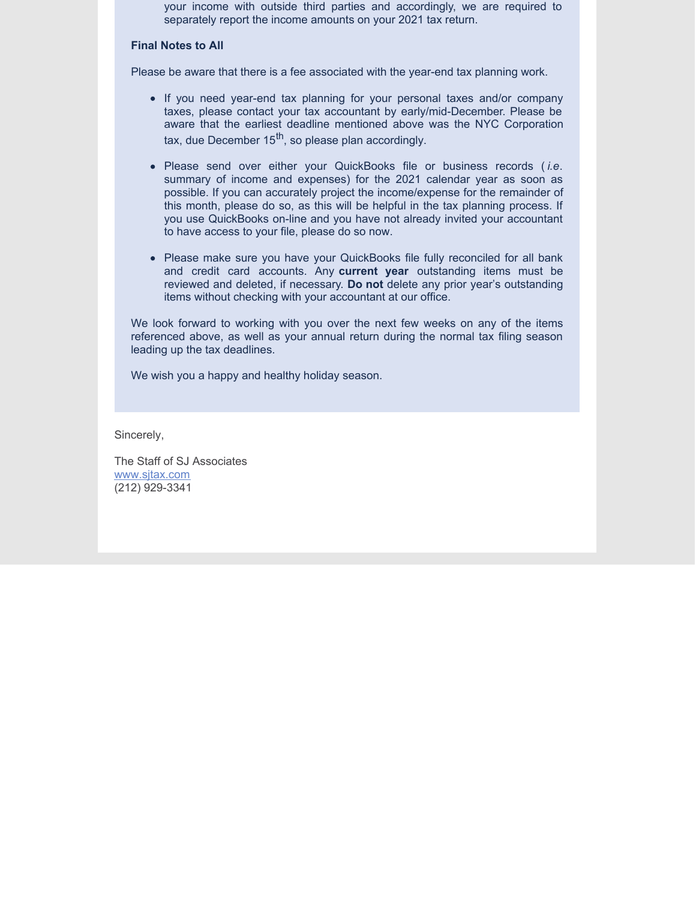your income with outside third parties and accordingly, we are required to separately report the income amounts on your 2021 tax return.

**Final Notes to All**

Please be aware that there is a fee associated with the year-end tax planning work.

- If you need year-end tax planning for your personal taxes and/or company taxes, please contact your tax accountant by early/mid-December. Please be aware that the earliest deadline mentioned above was the NYC Corporation tax, due December 15th, so please plan accordingly.

- Please send over either your QuickBooks file or business records (*i.e*. summary of income and expenses) for the 2021 calendar year as soon as possible. If you can accurately project the income/expense for the remainder of this month, please do so, as this will be helpful in the tax planning process. If you use QuickBooks on-line and you have not already invited your accountant to have access to your file, please do so now.

- Please make sure you have your QuickBooks file fully reconciled for all bank and credit card accounts. Any **current year** outstanding items must be reviewed and deleted, if necessary. **Do not** delete any prior year's outstanding items without checking with your accountant at our office.

We look forward to working with you over the next few weeks on any of the items referenced above, as well as your annual return during the normal tax filing season leading up the tax deadlines.

We wish you a happy and healthy holiday season.

Sincerely,

The Staff of SJ Associates
www.sjtax.com
(212) 929-3341